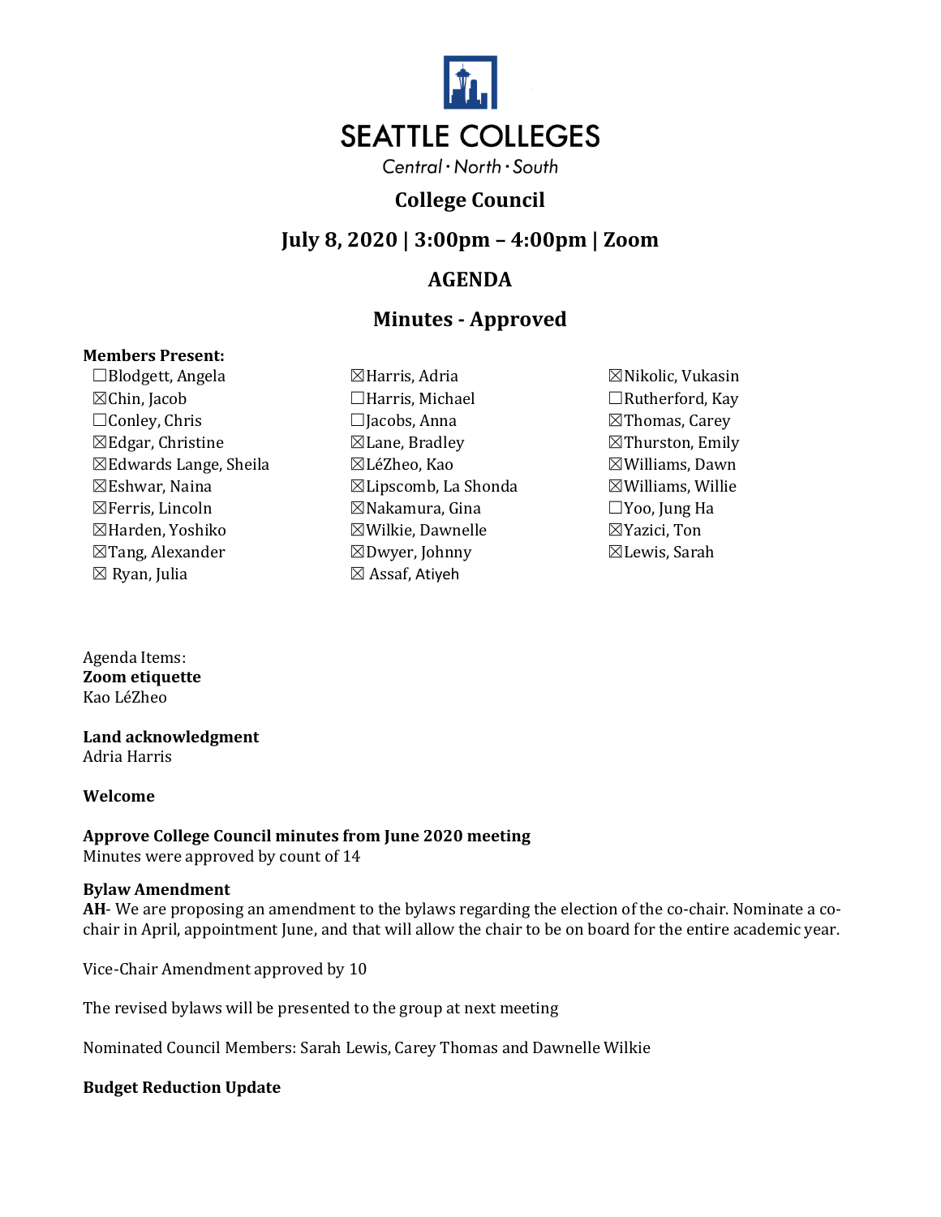SEATTLE COLLEGES

Central · North · South

## College Council

## July 8, 2020 | 3:00pm – 4:00pm | Zoom

## AGENDA

## Minutes - Approved

**Members Present:**

| | | |
|---|---|---|
| ☐Blodgett, Angela | ☒Harris, Adria | ☒Nikolic, Vukasin |
| ☒Chin, Jacob | ☐Harris, Michael | ☐Rutherford, Kay |
| ☐Conley, Chris | ☐Jacobs, Anna | ☒Thomas, Carey |
| ☒Edgar, Christine | ☒Lane, Bradley | ☒Thurston, Emily |
| ☒Edwards Lange, Sheila | ☒LéZheo, Kao | ☒Williams, Dawn |
| ☒Eshwar, Naina | ☒Lipscomb, La Shonda | ☒Williams, Willie |
| ☒Ferris, Lincoln | ☒Nakamura, Gina | ☐Yoo, Jung Ha |
| ☒Harden, Yoshiko | ☒Wilkie, Dawnelle | ☒Yazici, Ton |
| ☒Tang, Alexander | ☒Dwyer, Johnny | ☒Lewis, Sarah |
| ☒ Ryan, Julia | ☒ Assaf, Atiyeh | |

Agenda Items:

**Zoom etiquette**
Kao LéZheo

**Land acknowledgment**
Adria Harris

**Welcome**

**Approve College Council minutes from June 2020 meeting**
Minutes were approved by count of 14

**Bylaw Amendment**
**AH**- We are proposing an amendment to the bylaws regarding the election of the co-chair. Nominate a co-chair in April, appointment June, and that will allow the chair to be on board for the entire academic year.

Vice-Chair Amendment approved by 10

The revised bylaws will be presented to the group at next meeting

Nominated Council Members: Sarah Lewis, Carey Thomas and Dawnelle Wilkie

**Budget Reduction Update**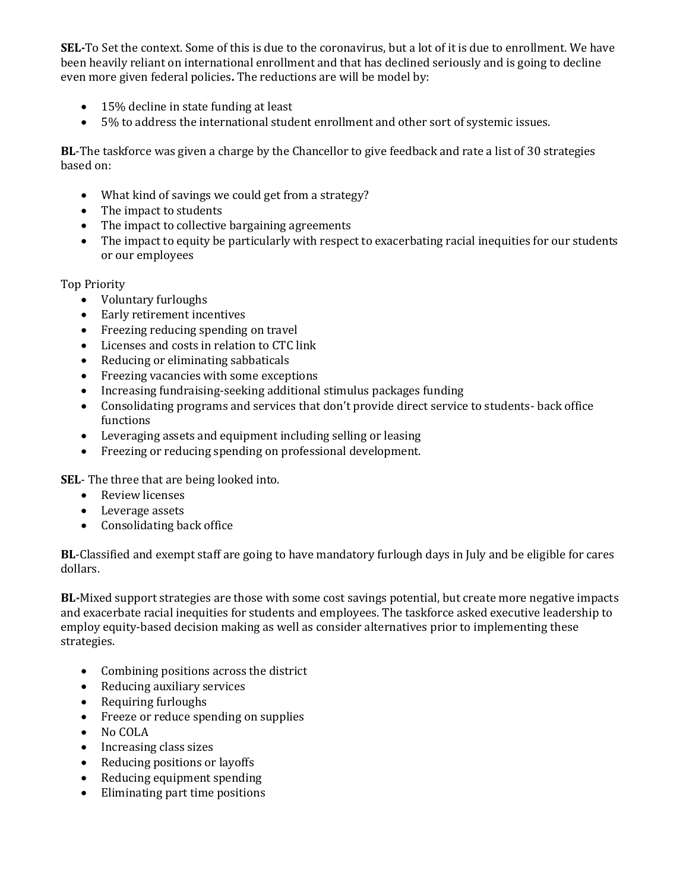**SEL-**To Set the context. Some of this is due to the coronavirus, but a lot of it is due to enrollment. We have been heavily reliant on international enrollment and that has declined seriously and is going to decline even more given federal policies**.** The reductions are will be model by:

- 15% decline in state funding at least
- 5% to address the international student enrollment and other sort of systemic issues.

**BL-**The taskforce was given a charge by the Chancellor to give feedback and rate a list of 30 strategies based on:

- What kind of savings we could get from a strategy?
- The impact to students
- The impact to collective bargaining agreements
- The impact to equity be particularly with respect to exacerbating racial inequities for our students or our employees

Top Priority

- Voluntary furloughs
- Early retirement incentives
- Freezing reducing spending on travel
- Licenses and costs in relation to CTC link
- Reducing or eliminating sabbaticals
- Freezing vacancies with some exceptions
- Increasing fundraising-seeking additional stimulus packages funding
- Consolidating programs and services that don't provide direct service to students- back office functions
- Leveraging assets and equipment including selling or leasing
- Freezing or reducing spending on professional development.

**SEL**- The three that are being looked into.

- Review licenses
- Leverage assets
- Consolidating back office

**BL**-Classified and exempt staff are going to have mandatory furlough days in July and be eligible for cares dollars.

**BL-**Mixed support strategies are those with some cost savings potential, but create more negative impacts and exacerbate racial inequities for students and employees. The taskforce asked executive leadership to employ equity-based decision making as well as consider alternatives prior to implementing these strategies.

- Combining positions across the district
- Reducing auxiliary services
- Requiring furloughs
- Freeze or reduce spending on supplies
- No COLA
- Increasing class sizes
- Reducing positions or layoffs
- Reducing equipment spending
- Eliminating part time positions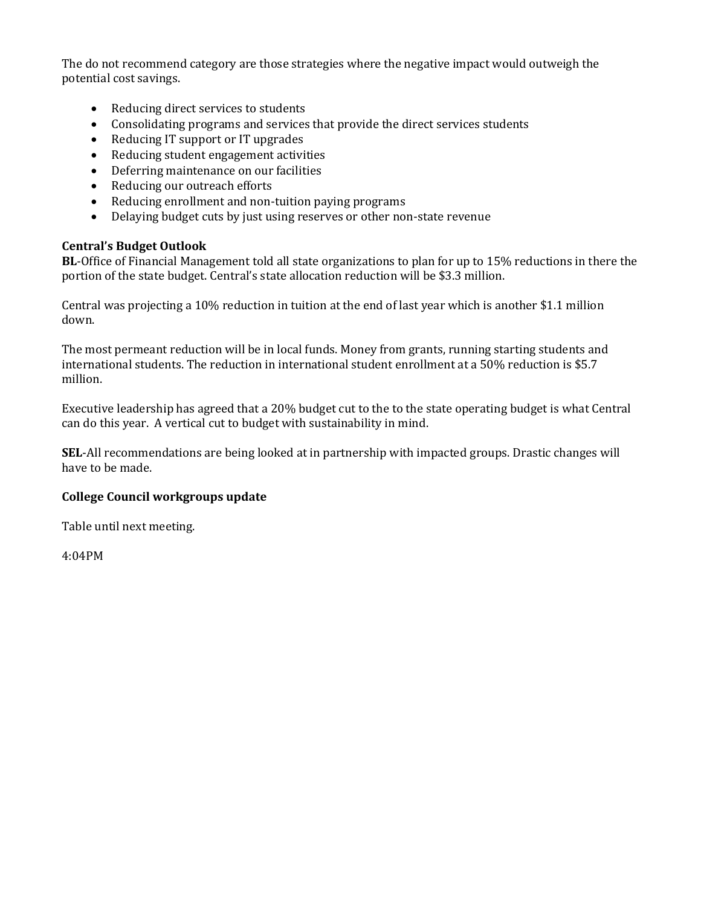The do not recommend category are those strategies where the negative impact would outweigh the potential cost savings.

- Reducing direct services to students
- Consolidating programs and services that provide the direct services students
- Reducing IT support or IT upgrades
- Reducing student engagement activities
- Deferring maintenance on our facilities
- Reducing our outreach efforts
- Reducing enrollment and non-tuition paying programs
- Delaying budget cuts by just using reserves or other non-state revenue

**Central's Budget Outlook**
**BL**-Office of Financial Management told all state organizations to plan for up to 15% reductions in there the portion of the state budget. Central's state allocation reduction will be $3.3 million.

Central was projecting a 10% reduction in tuition at the end of last year which is another $1.1 million down.

The most permeant reduction will be in local funds. Money from grants, running starting students and international students. The reduction in international student enrollment at a 50% reduction is $5.7 million.

Executive leadership has agreed that a 20% budget cut to the to the state operating budget is what Central can do this year. A vertical cut to budget with sustainability in mind.

**SEL**-All recommendations are being looked at in partnership with impacted groups. Drastic changes will have to be made.

**College Council workgroups update**

Table until next meeting.

4:04PM